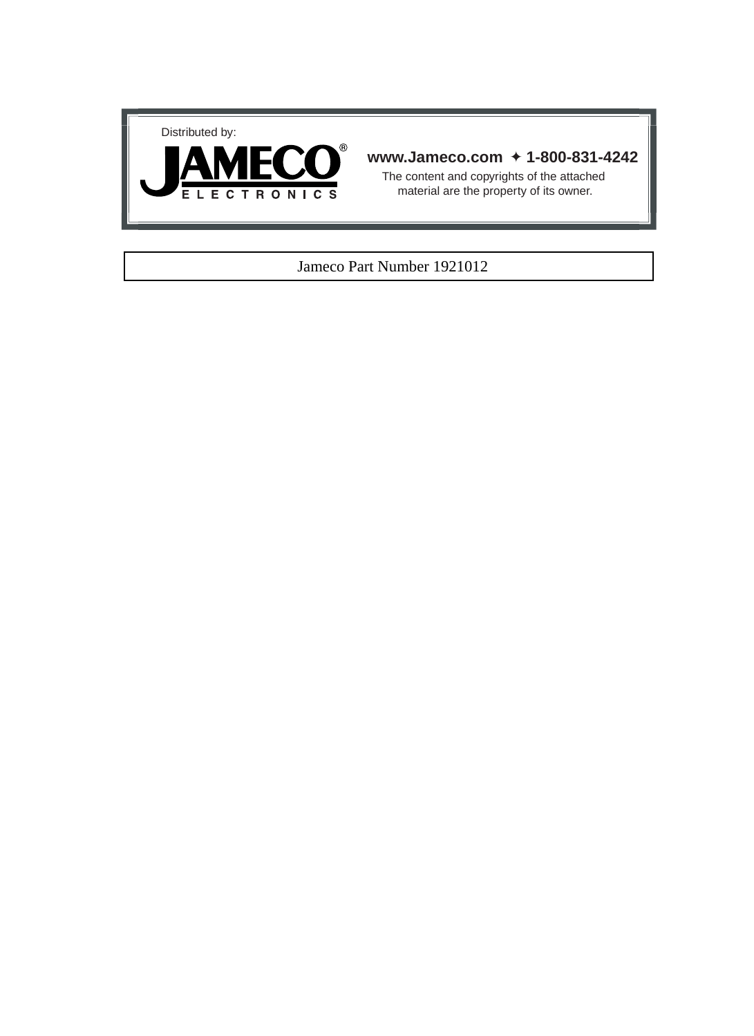Distributed by:

**JAMECO®**
**ELECTRONICS**

**www.Jameco.com ✦ 1-800-831-4242**

The content and copyrights of the attached material are the property of its owner.

Jameco Part Number 1921012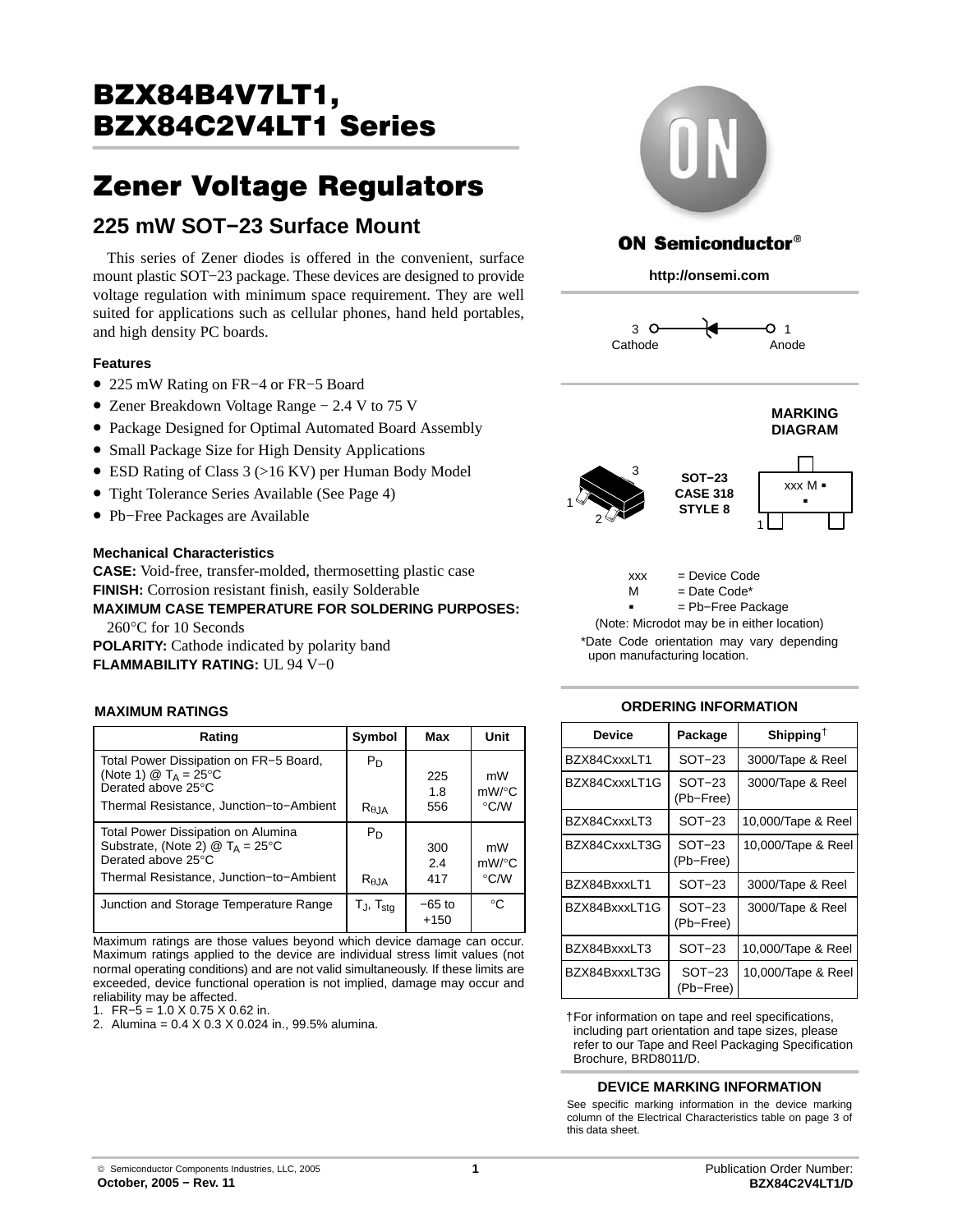# BZX84B4V7LT1, BZX84C2V4LT1 Series

# Zener Voltage Regulators

## 225 mW SOT−23 Surface Mount

This series of Zener diodes is offered in the convenient, surface mount plastic SOT−23 package. These devices are designed to provide voltage regulation with minimum space requirement. They are well suited for applications such as cellular phones, hand held portables, and high density PC boards.

### Features

- 225 mW Rating on FR−4 or FR−5 Board
- Zener Breakdown Voltage Range − 2.4 V to 75 V
- Package Designed for Optimal Automated Board Assembly
- Small Package Size for High Density Applications
- ESD Rating of Class 3 (>16 KV) per Human Body Model
- Tight Tolerance Series Available (See Page 4)
- Pb−Free Packages are Available

### Mechanical Characteristics

**CASE:** Void-free, transfer-molded, thermosetting plastic case
**FINISH:** Corrosion resistant finish, easily Solderable
**MAXIMUM CASE TEMPERATURE FOR SOLDERING PURPOSES:** 260°C for 10 Seconds
**POLARITY:** Cathode indicated by polarity band
**FLAMMABILITY RATING:** UL 94 V−0

ON Semiconductor®

http://onsemi.com

3 Cathode — 1 Anode

**MARKING DIAGRAM**

SOT−23
CASE 318
STYLE 8

xxx M ▪
▪

xxx = Device Code
M = Date Code*
▪ = Pb−Free Package
(Note: Microdot may be in either location)

*Date Code orientation may vary depending upon manufacturing location.

### MAXIMUM RATINGS

| Rating | Symbol | Max | Unit |
|---|---|---|---|
| Total Power Dissipation on FR−5 Board, (Note 1) @ $T_A$ = 25°C<br>Derated above 25°C | $P_D$ | 225<br>1.8 | mW<br>mW/°C |
| Thermal Resistance, Junction−to−Ambient | $R_{\theta JA}$ | 556 | °C/W |
| Total Power Dissipation on Alumina Substrate, (Note 2) @ $T_A$ = 25°C<br>Derated above 25°C | $P_D$ | 300<br>2.4 | mW<br>mW/°C |
| Thermal Resistance, Junction−to−Ambient | $R_{\theta JA}$ | 417 | °C/W |
| Junction and Storage Temperature Range | $T_J$, $T_{stg}$ | −65 to +150 | °C |

Maximum ratings are those values beyond which device damage can occur. Maximum ratings applied to the device are individual stress limit values (not normal operating conditions) and are not valid simultaneously. If these limits are exceeded, device functional operation is not implied, damage may occur and reliability may be affected.

1. FR−5 = 1.0 X 0.75 X 0.62 in.
2. Alumina = 0.4 X 0.3 X 0.024 in., 99.5% alumina.

### ORDERING INFORMATION

| Device | Package | Shipping† |
|---|---|---|
| BZX84CxxxLT1 | SOT−23 | 3000/Tape & Reel |
| BZX84CxxxLT1G | SOT−23 (Pb−Free) | 3000/Tape & Reel |
| BZX84CxxxLT3 | SOT−23 | 10,000/Tape & Reel |
| BZX84CxxxLT3G | SOT−23 (Pb−Free) | 10,000/Tape & Reel |
| BZX84BxxxLT1 | SOT−23 | 3000/Tape & Reel |
| BZX84BxxxLT1G | SOT−23 (Pb−Free) | 3000/Tape & Reel |
| BZX84BxxxLT3 | SOT−23 | 10,000/Tape & Reel |
| BZX84BxxxLT3G | SOT−23 (Pb−Free) | 10,000/Tape & Reel |

†For information on tape and reel specifications, including part orientation and tape sizes, please refer to our Tape and Reel Packaging Specification Brochure, BRD8011/D.

### DEVICE MARKING INFORMATION

See specific marking information in the device marking column of the Electrical Characteristics table on page 3 of this data sheet.

© Semiconductor Components Industries, LLC, 2005
October, 2005 − Rev. 11

Publication Order Number:
BZX84C2V4LT1/D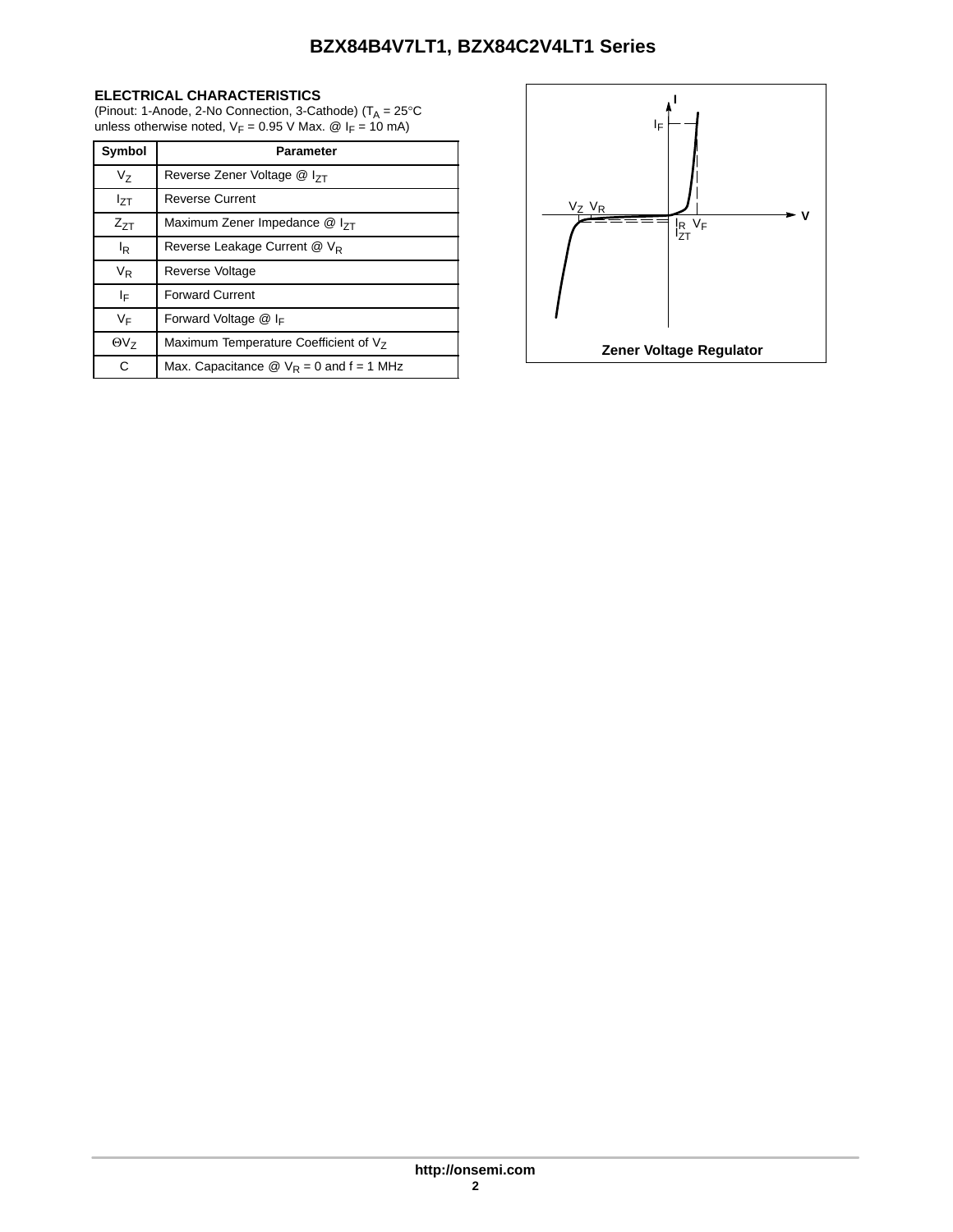### ELECTRICAL CHARACTERISTICS

(Pinout: 1-Anode, 2-No Connection, 3-Cathode) ($T_A$ = 25°C unless otherwise noted, $V_F$ = 0.95 V Max. @ $I_F$ = 10 mA)

| Symbol | Parameter |
|---|---|
| $V_Z$ | Reverse Zener Voltage @ $I_{ZT}$ |
| $I_{ZT}$ | Reverse Current |
| $Z_{ZT}$ | Maximum Zener Impedance @ $I_{ZT}$ |
| $I_R$ | Reverse Leakage Current @ $V_R$ |
| $V_R$ | Reverse Voltage |
| $I_F$ | Forward Current |
| $V_F$ | Forward Voltage @ $I_F$ |
| $\Theta V_Z$ | Maximum Temperature Coefficient of $V_Z$ |
| C | Max. Capacitance @ $V_R$ = 0 and f = 1 MHz |

Zener Voltage Regulator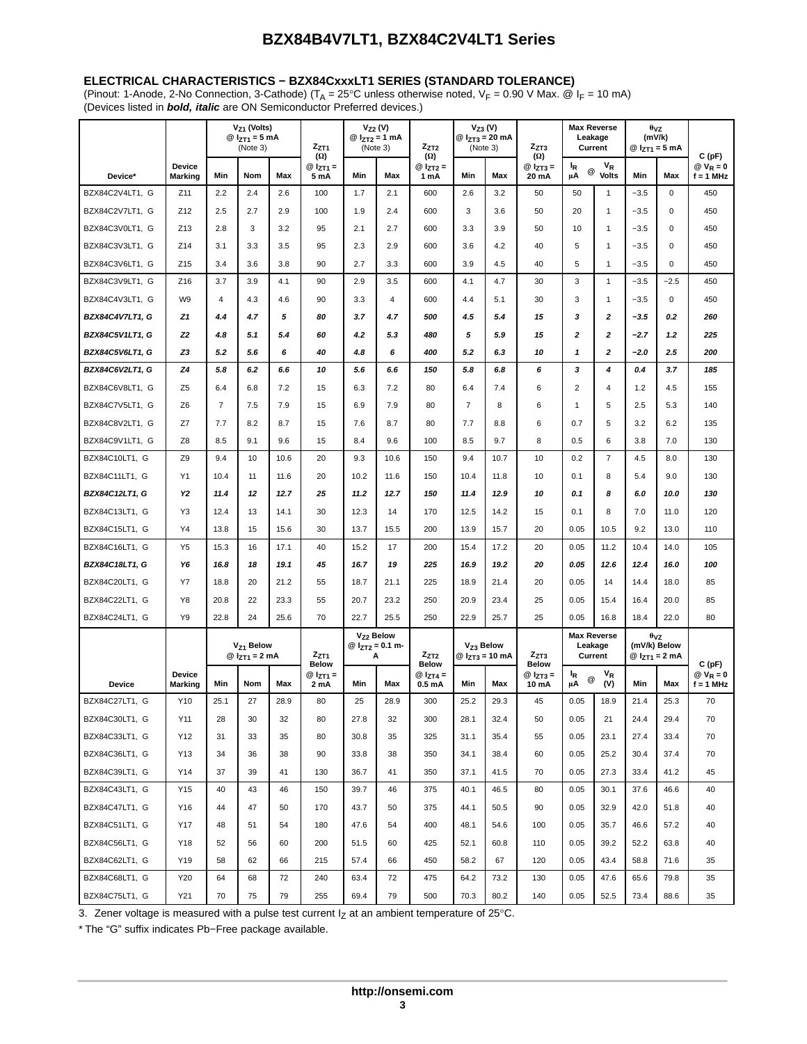### ELECTRICAL CHARACTERISTICS − BZX84CxxxLT1 SERIES (STANDARD TOLERANCE)

(Pinout: 1-Anode, 2-No Connection, 3-Cathode) ($T_A$ = 25°C unless otherwise noted, $V_F$ = 0.90 V Max. @ $I_F$ = 10 mA)
(Devices listed in ***bold, italic*** are ON Semiconductor Preferred devices.)

| Device* | Device Marking | $V_{Z1}$ (Volts) @ $I_{ZT1}$ = 5 mA (Note 3) Min | Nom | Max | $Z_{ZT1}$ (Ω) @ $I_{ZT1}$ = 5 mA | $V_{Z2}$ (V) @ $I_{ZT2}$ = 1 mA (Note 3) Min | Max | $Z_{ZT2}$ (Ω) @ $I_{ZT2}$ = 1 mA | $V_{Z3}$ (V) @ $I_{ZT3}$ = 20 mA (Note 3) Min | Max | $Z_{ZT3}$ (Ω) @ $I_{ZT3}$ = 20 mA | Max Reverse Leakage Current $I_R$ µA | @ $V_R$ Volts | $\theta_{VZ}$ (mV/k) @ $I_{ZT1}$ = 5 mA Min | Max | C (pF) @ $V_R$ = 0 f = 1 MHz |
|---|---|---|---|---|---|---|---|---|---|---|---|---|---|---|---|---|
| BZX84C2V4LT1, G | Z11 | 2.2 | 2.4 | 2.6 | 100 | 1.7 | 2.1 | 600 | 2.6 | 3.2 | 50 | 50 | 1 | −3.5 | 0 | 450 |
| BZX84C2V7LT1, G | Z12 | 2.5 | 2.7 | 2.9 | 100 | 1.9 | 2.4 | 600 | 3 | 3.6 | 50 | 20 | 1 | −3.5 | 0 | 450 |
| BZX84C3V0LT1, G | Z13 | 2.8 | 3 | 3.2 | 95 | 2.1 | 2.7 | 600 | 3.3 | 3.9 | 50 | 10 | 1 | −3.5 | 0 | 450 |
| BZX84C3V3LT1, G | Z14 | 3.1 | 3.3 | 3.5 | 95 | 2.3 | 2.9 | 600 | 3.6 | 4.2 | 40 | 5 | 1 | −3.5 | 0 | 450 |
| BZX84C3V6LT1, G | Z15 | 3.4 | 3.6 | 3.8 | 90 | 2.7 | 3.3 | 600 | 3.9 | 4.5 | 40 | 5 | 1 | −3.5 | 0 | 450 |
| BZX84C3V9LT1, G | Z16 | 3.7 | 3.9 | 4.1 | 90 | 2.9 | 3.5 | 600 | 4.1 | 4.7 | 30 | 3 | 1 | −3.5 | −2.5 | 450 |
| BZX84C4V3LT1, G | W9 | 4 | 4.3 | 4.6 | 90 | 3.3 | 4 | 600 | 4.4 | 5.1 | 30 | 3 | 1 | −3.5 | 0 | 450 |
| ***BZX84C4V7LT1, G*** | ***Z1*** | ***4.4*** | ***4.7*** | ***5*** | ***80*** | ***3.7*** | ***4.7*** | ***500*** | ***4.5*** | ***5.4*** | ***15*** | ***3*** | ***2*** | ***−3.5*** | ***0.2*** | ***260*** |
| ***BZX84C5V1LT1, G*** | ***Z2*** | ***4.8*** | ***5.1*** | ***5.4*** | ***60*** | ***4.2*** | ***5.3*** | ***480*** | ***5*** | ***5.9*** | ***15*** | ***2*** | ***2*** | ***−2.7*** | ***1.2*** | ***225*** |
| ***BZX84C5V6LT1, G*** | ***Z3*** | ***5.2*** | ***5.6*** | ***6*** | ***40*** | ***4.8*** | ***6*** | ***400*** | ***5.2*** | ***6.3*** | ***10*** | ***1*** | ***2*** | ***−2.0*** | ***2.5*** | ***200*** |
| ***BZX84C6V2LT1, G*** | ***Z4*** | ***5.8*** | ***6.2*** | ***6.6*** | ***10*** | ***5.6*** | ***6.6*** | ***150*** | ***5.8*** | ***6.8*** | ***6*** | ***3*** | ***4*** | ***0.4*** | ***3.7*** | ***185*** |
| BZX84C6V8LT1, G | Z5 | 6.4 | 6.8 | 7.2 | 15 | 6.3 | 7.2 | 80 | 6.4 | 7.4 | 6 | 2 | 4 | 1.2 | 4.5 | 155 |
| BZX84C7V5LT1, G | Z6 | 7 | 7.5 | 7.9 | 15 | 6.9 | 7.9 | 80 | 7 | 8 | 6 | 1 | 5 | 2.5 | 5.3 | 140 |
| BZX84C8V2LT1, G | Z7 | 7.7 | 8.2 | 8.7 | 15 | 7.6 | 8.7 | 80 | 7.7 | 8.8 | 6 | 0.7 | 5 | 3.2 | 6.2 | 135 |
| BZX84C9V1LT1, G | Z8 | 8.5 | 9.1 | 9.6 | 15 | 8.4 | 9.6 | 100 | 8.5 | 9.7 | 8 | 0.5 | 6 | 3.8 | 7.0 | 130 |
| BZX84C10LT1, G | Z9 | 9.4 | 10 | 10.6 | 20 | 9.3 | 10.6 | 150 | 9.4 | 10.7 | 10 | 0.2 | 7 | 4.5 | 8.0 | 130 |
| BZX84C11LT1, G | Y1 | 10.4 | 11 | 11.6 | 20 | 10.2 | 11.6 | 150 | 10.4 | 11.8 | 10 | 0.1 | 8 | 5.4 | 9.0 | 130 |
| ***BZX84C12LT1, G*** | ***Y2*** | ***11.4*** | ***12*** | ***12.7*** | ***25*** | ***11.2*** | ***12.7*** | ***150*** | ***11.4*** | ***12.9*** | ***10*** | ***0.1*** | ***8*** | ***6.0*** | ***10.0*** | ***130*** |
| BZX84C13LT1, G | Y3 | 12.4 | 13 | 14.1 | 30 | 12.3 | 14 | 170 | 12.5 | 14.2 | 15 | 0.1 | 8 | 7.0 | 11.0 | 120 |
| BZX84C15LT1, G | Y4 | 13.8 | 15 | 15.6 | 30 | 13.7 | 15.5 | 200 | 13.9 | 15.7 | 20 | 0.05 | 10.5 | 9.2 | 13.0 | 110 |
| BZX84C16LT1, G | Y5 | 15.3 | 16 | 17.1 | 40 | 15.2 | 17 | 200 | 15.4 | 17.2 | 20 | 0.05 | 11.2 | 10.4 | 14.0 | 105 |
| ***BZX84C18LT1, G*** | ***Y6*** | ***16.8*** | ***18*** | ***19.1*** | ***45*** | ***16.7*** | ***19*** | ***225*** | ***16.9*** | ***19.2*** | ***20*** | ***0.05*** | ***12.6*** | ***12.4*** | ***16.0*** | ***100*** |
| BZX84C20LT1, G | Y7 | 18.8 | 20 | 21.2 | 55 | 18.7 | 21.1 | 225 | 18.9 | 21.4 | 20 | 0.05 | 14 | 14.4 | 18.0 | 85 |
| BZX84C22LT1, G | Y8 | 20.8 | 22 | 23.3 | 55 | 20.7 | 23.2 | 250 | 20.9 | 23.4 | 25 | 0.05 | 15.4 | 16.4 | 20.0 | 85 |
| BZX84C24LT1, G | Y9 | 22.8 | 24 | 25.6 | 70 | 22.7 | 25.5 | 250 | 22.9 | 25.7 | 25 | 0.05 | 16.8 | 18.4 | 22.0 | 80 |

| Device | Device Marking | $V_{Z1}$ Below @ $I_{ZT1}$ = 2 mA Min | Nom | Max | $Z_{ZT1}$ Below @ $I_{ZT1}$ = 2 mA | $V_{Z2}$ Below @ $I_{ZT2}$ = 0.1 mA Min | Max | $Z_{ZT2}$ Below @ $I_{ZT4}$ = 0.5 mA | $V_{Z3}$ Below @ $I_{ZT3}$ = 10 mA Min | Max | $Z_{ZT3}$ Below @ $I_{ZT3}$ = 10 mA | Max Reverse Leakage Current $I_R$ µA | @ $V_R$ (V) | $\theta_{VZ}$ (mV/k) Below @ $I_{ZT1}$ = 2 mA Min | Max | C (pF) @ $V_R$ = 0 f = 1 MHz |
|---|---|---|---|---|---|---|---|---|---|---|---|---|---|---|---|---|
| BZX84C27LT1, G | Y10 | 25.1 | 27 | 28.9 | 80 | 25 | 28.9 | 300 | 25.2 | 29.3 | 45 | 0.05 | 18.9 | 21.4 | 25.3 | 70 |
| BZX84C30LT1, G | Y11 | 28 | 30 | 32 | 80 | 27.8 | 32 | 300 | 28.1 | 32.4 | 50 | 0.05 | 21 | 24.4 | 29.4 | 70 |
| BZX84C33LT1, G | Y12 | 31 | 33 | 35 | 80 | 30.8 | 35 | 325 | 31.1 | 35.4 | 55 | 0.05 | 23.1 | 27.4 | 33.4 | 70 |
| BZX84C36LT1, G | Y13 | 34 | 36 | 38 | 90 | 33.8 | 38 | 350 | 34.1 | 38.4 | 60 | 0.05 | 25.2 | 30.4 | 37.4 | 70 |
| BZX84C39LT1, G | Y14 | 37 | 39 | 41 | 130 | 36.7 | 41 | 350 | 37.1 | 41.5 | 70 | 0.05 | 27.3 | 33.4 | 41.2 | 45 |
| BZX84C43LT1, G | Y15 | 40 | 43 | 46 | 150 | 39.7 | 46 | 375 | 40.1 | 46.5 | 80 | 0.05 | 30.1 | 37.6 | 46.6 | 40 |
| BZX84C47LT1, G | Y16 | 44 | 47 | 50 | 170 | 43.7 | 50 | 375 | 44.1 | 50.5 | 90 | 0.05 | 32.9 | 42.0 | 51.8 | 40 |
| BZX84C51LT1, G | Y17 | 48 | 51 | 54 | 180 | 47.6 | 54 | 400 | 48.1 | 54.6 | 100 | 0.05 | 35.7 | 46.6 | 57.2 | 40 |
| BZX84C56LT1, G | Y18 | 52 | 56 | 60 | 200 | 51.5 | 60 | 425 | 52.1 | 60.8 | 110 | 0.05 | 39.2 | 52.2 | 63.8 | 40 |
| BZX84C62LT1, G | Y19 | 58 | 62 | 66 | 215 | 57.4 | 66 | 450 | 58.2 | 67 | 120 | 0.05 | 43.4 | 58.8 | 71.6 | 35 |
| BZX84C68LT1, G | Y20 | 64 | 68 | 72 | 240 | 63.4 | 72 | 475 | 64.2 | 73.2 | 130 | 0.05 | 47.6 | 65.6 | 79.8 | 35 |
| BZX84C75LT1, G | Y21 | 70 | 75 | 79 | 255 | 69.4 | 79 | 500 | 70.3 | 80.2 | 140 | 0.05 | 52.5 | 73.4 | 88.6 | 35 |

3. Zener voltage is measured with a pulse test current $I_Z$ at an ambient temperature of 25°C.

* The "G" suffix indicates Pb−Free package available.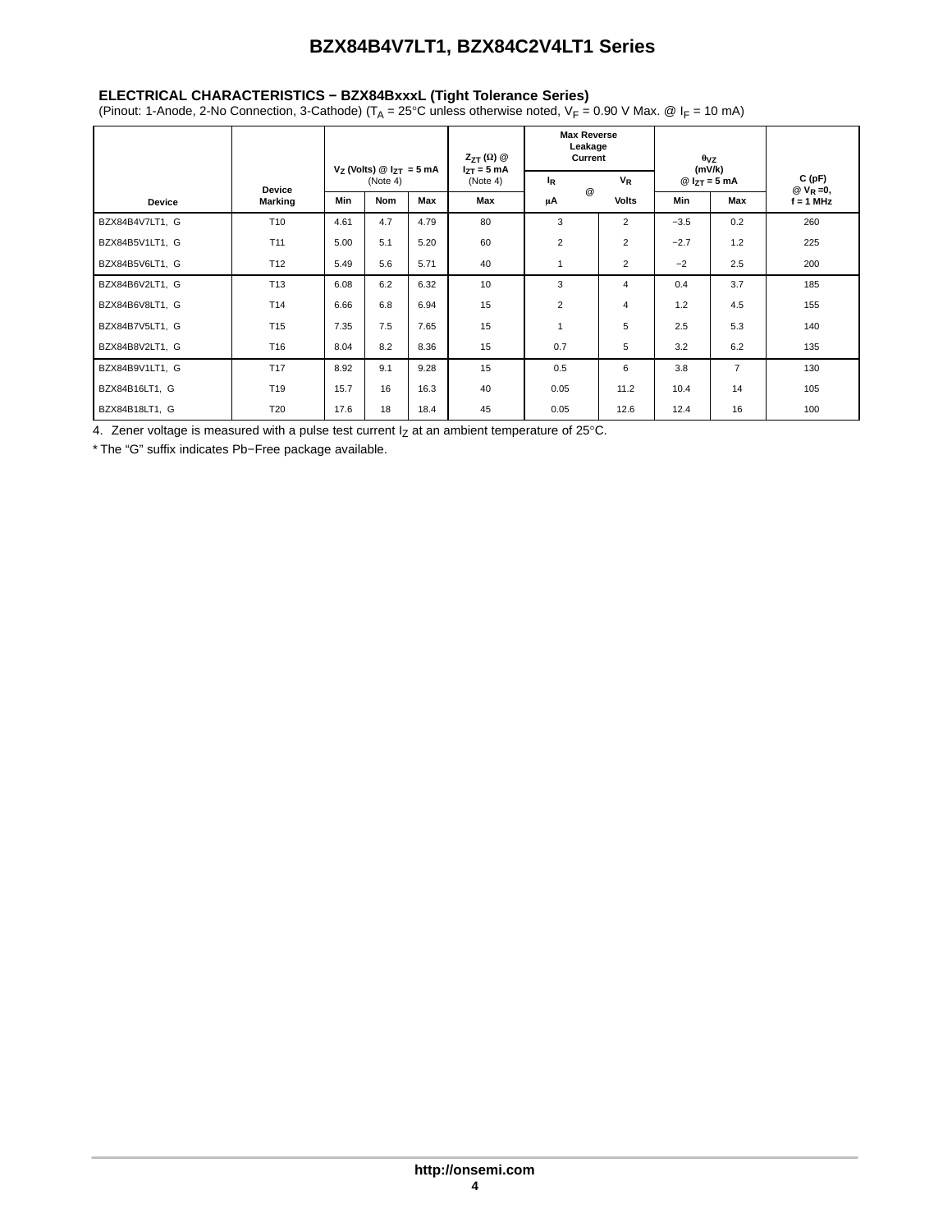## ELECTRICAL CHARACTERISTICS − BZX84BxxxL (Tight Tolerance Series)

(Pinout: 1-Anode, 2-No Connection, 3-Cathode) ($T_A$ = 25°C unless otherwise noted, $V_F$ = 0.90 V Max. @ $I_F$ = 10 mA)

| Device | Device Marking | $V_Z$ (Volts) @ $I_{ZT}$ = 5 mA (Note 4) | | | $Z_{ZT}$ (Ω) @ $I_{ZT}$ = 5 mA (Note 4) | Max Reverse Leakage Current | | $\theta_{VZ}$ (mV/k) @ $I_{ZT}$ = 5 mA | | C (pF) @ $V_R$ =0, f = 1 MHz |
|---|---|---|---|---|---|---|---|---|---|---|
| | | | | | | $I_R$ @ | $V_R$ | | | |
| | | Min | Nom | Max | Max | μA | Volts | Min | Max | |
| BZX84B4V7LT1, G | T10 | 4.61 | 4.7 | 4.79 | 80 | 3 | 2 | −3.5 | 0.2 | 260 |
| BZX84B5V1LT1, G | T11 | 5.00 | 5.1 | 5.20 | 60 | 2 | 2 | −2.7 | 1.2 | 225 |
| BZX84B5V6LT1, G | T12 | 5.49 | 5.6 | 5.71 | 40 | 1 | 2 | −2 | 2.5 | 200 |
| BZX84B6V2LT1, G | T13 | 6.08 | 6.2 | 6.32 | 10 | 3 | 4 | 0.4 | 3.7 | 185 |
| BZX84B6V8LT1, G | T14 | 6.66 | 6.8 | 6.94 | 15 | 2 | 4 | 1.2 | 4.5 | 155 |
| BZX84B7V5LT1, G | T15 | 7.35 | 7.5 | 7.65 | 15 | 1 | 5 | 2.5 | 5.3 | 140 |
| BZX84B8V2LT1, G | T16 | 8.04 | 8.2 | 8.36 | 15 | 0.7 | 5 | 3.2 | 6.2 | 135 |
| BZX84B9V1LT1, G | T17 | 8.92 | 9.1 | 9.28 | 15 | 0.5 | 6 | 3.8 | 7 | 130 |
| BZX84B16LT1, G | T19 | 15.7 | 16 | 16.3 | 40 | 0.05 | 11.2 | 10.4 | 14 | 105 |
| BZX84B18LT1, G | T20 | 17.6 | 18 | 18.4 | 45 | 0.05 | 12.6 | 12.4 | 16 | 100 |

4. Zener voltage is measured with a pulse test current $I_Z$ at an ambient temperature of 25°C.

* The “G” suffix indicates Pb−Free package available.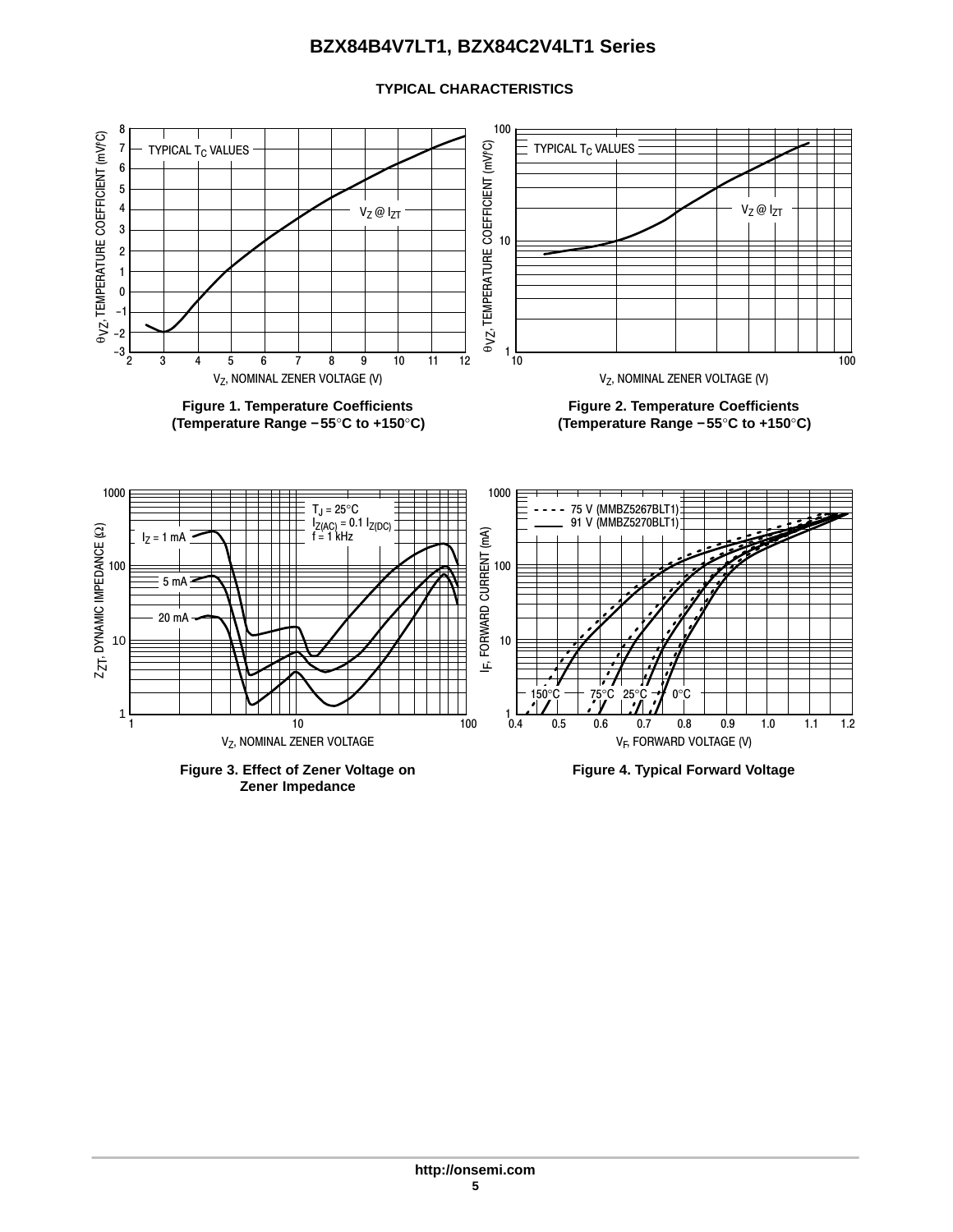## TYPICAL CHARACTERISTICS

TYPICAL $T_C$ VALUES

$V_Z$ @ $I_{ZT}$

$\theta_{VZ}$, TEMPERATURE COEFFICIENT (mV/°C)

$V_Z$, NOMINAL ZENER VOLTAGE (V)

**Figure 1. Temperature Coefficients (Temperature Range −55°C to +150°C)**

TYPICAL $T_C$ VALUES

$V_Z$ @ $I_{ZT}$

$\theta_{VZ}$, TEMPERATURE COEFFICIENT (mV/°C)

$V_Z$, NOMINAL ZENER VOLTAGE (V)

**Figure 2. Temperature Coefficients (Temperature Range −55°C to +150°C)**

$T_J$ = 25°C
$I_{Z(AC)}$ = 0.1 $I_{Z(DC)}$
f = 1 kHz

$I_Z$ = 1 mA

5 mA

20 mA

$Z_{ZT}$, DYNAMIC IMPEDANCE (Ω)

$V_Z$, NOMINAL ZENER VOLTAGE

**Figure 3. Effect of Zener Voltage on Zener Impedance**

75 V (MMBZ5267BLT1)
91 V (MMBZ5270BLT1)

150°C 75°C 25°C 0°C

$I_F$, FORWARD CURRENT (mA)

$V_F$, FORWARD VOLTAGE (V)

**Figure 4. Typical Forward Voltage**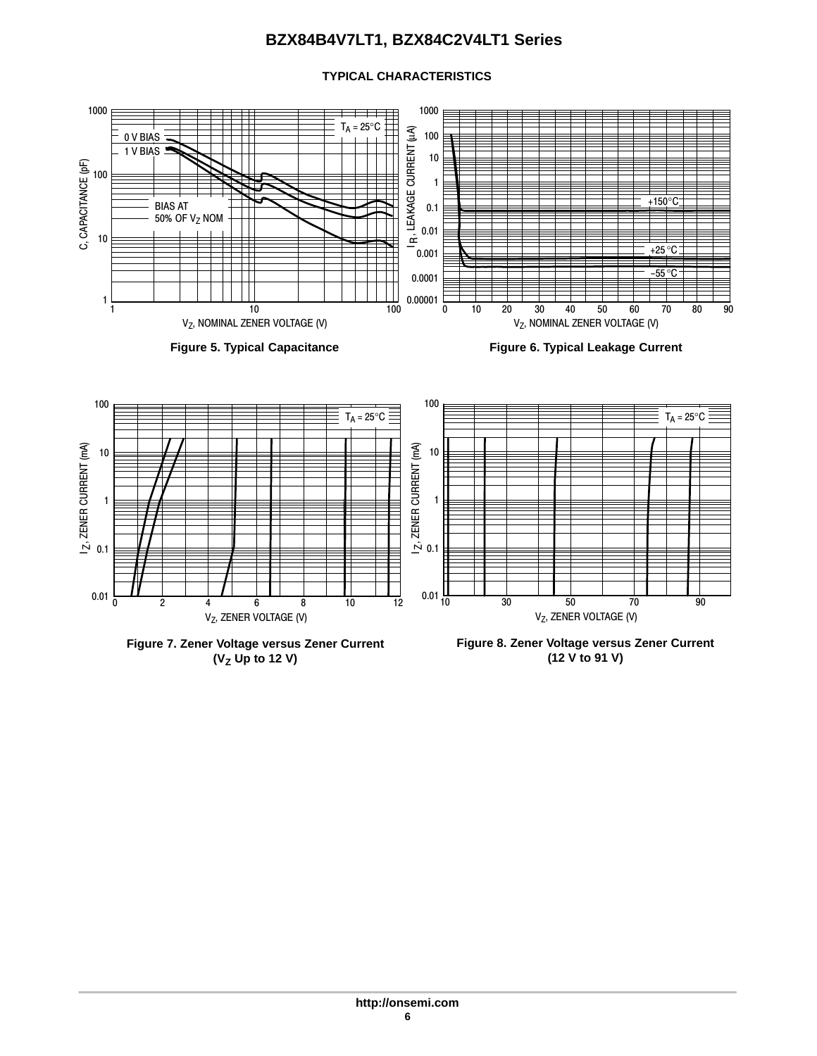## TYPICAL CHARACTERISTICS

Figure 5. Typical Capacitance

Figure 6. Typical Leakage Current

Figure 7. Zener Voltage versus Zener Current ($V_Z$ Up to 12 V)

Figure 8. Zener Voltage versus Zener Current (12 V to 91 V)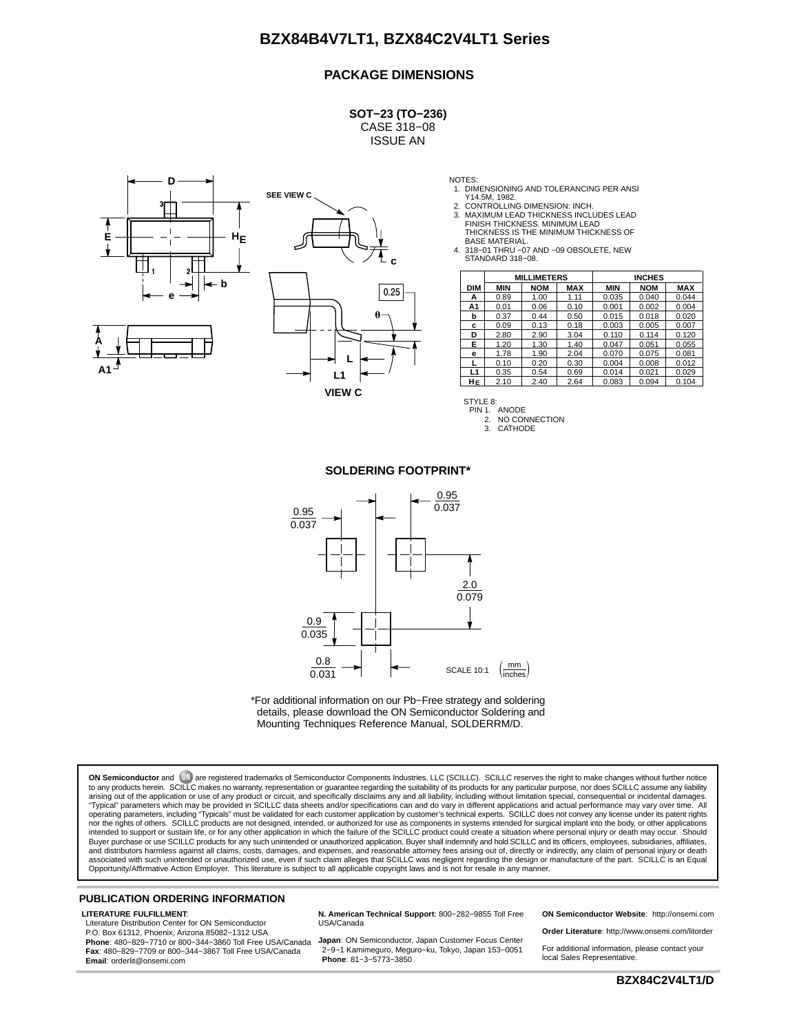## PACKAGE DIMENSIONS

**SOT−23 (TO−236)**
CASE 318−08
ISSUE AN

NOTES:
1. DIMENSIONING AND TOLERANCING PER ANSI Y14.5M, 1982.
2. CONTROLLING DIMENSION: INCH.
3. MAXIMUM LEAD THICKNESS INCLUDES LEAD FINISH THICKNESS. MINIMUM LEAD THICKNESS IS THE MINIMUM THICKNESS OF BASE MATERIAL.
4. 318−01 THRU −07 AND −09 OBSOLETE, NEW STANDARD 318−08.

| | MILLIMETERS | | | INCHES | | |
|---|---|---|---|---|---|---|
| DIM | MIN | NOM | MAX | MIN | NOM | MAX |
| A | 0.89 | 1.00 | 1.11 | 0.035 | 0.040 | 0.044 |
| A1 | 0.01 | 0.06 | 0.10 | 0.001 | 0.002 | 0.004 |
| b | 0.37 | 0.44 | 0.50 | 0.015 | 0.018 | 0.020 |
| c | 0.09 | 0.13 | 0.18 | 0.003 | 0.005 | 0.007 |
| D | 2.80 | 2.90 | 3.04 | 0.110 | 0.114 | 0.120 |
| E | 1.20 | 1.30 | 1.40 | 0.047 | 0.051 | 0.055 |
| e | 1.78 | 1.90 | 2.04 | 0.070 | 0.075 | 0.081 |
| L | 0.10 | 0.20 | 0.30 | 0.004 | 0.008 | 0.012 |
| L1 | 0.35 | 0.54 | 0.69 | 0.014 | 0.021 | 0.029 |
| $H_E$ | 2.10 | 2.40 | 2.64 | 0.083 | 0.094 | 0.104 |

D
E
$H_E$
b
e
A
A1
SEE VIEW C
c
0.25
θ
L
L1
VIEW C

STYLE 8:
PIN 1. ANODE
2. NO CONNECTION
3. CATHODE

## SOLDERING FOOTPRINT*

0.95 / 0.037
0.95 / 0.037
2.0 / 0.079
0.9 / 0.035
0.8 / 0.031
SCALE 10:1 (mm / inches)

*For additional information on our Pb−Free strategy and soldering details, please download the ON Semiconductor Soldering and Mounting Techniques Reference Manual, SOLDERRM/D.

**ON Semiconductor** and ON are registered trademarks of Semiconductor Components Industries, LLC (SCILLC). SCILLC reserves the right to make changes without further notice to any products herein. SCILLC makes no warranty, representation or guarantee regarding the suitability of its products for any particular purpose, nor does SCILLC assume any liability arising out of the application or use of any product or circuit, and specifically disclaims any and all liability, including without limitation special, consequential or incidental damages. "Typical" parameters which may be provided in SCILLC data sheets and/or specifications can and do vary in different applications and actual performance may vary over time. All operating parameters, including "Typicals" must be validated for each customer application by customer's technical experts. SCILLC does not convey any license under its patent rights nor the rights of others. SCILLC products are not designed, intended, or authorized for use as components in systems intended for surgical implant into the body, or other applications intended to support or sustain life, or for any other application in which the failure of the SCILLC product could create a situation where personal injury or death may occur. Should Buyer purchase or use SCILLC products for any such unintended or unauthorized application, Buyer shall indemnify and hold SCILLC and its officers, employees, subsidiaries, affiliates, and distributors harmless against all claims, costs, damages, and expenses, and reasonable attorney fees arising out of, directly or indirectly, any claim of personal injury or death associated with such unintended or unauthorized use, even if such claim alleges that SCILLC was negligent regarding the design or manufacture of the part. SCILLC is an Equal Opportunity/Affirmative Action Employer. This literature is subject to all applicable copyright laws and is not for resale in any manner.

### PUBLICATION ORDERING INFORMATION

**LITERATURE FULFILLMENT**:
Literature Distribution Center for ON Semiconductor
P.O. Box 61312, Phoenix, Arizona 85082−1312 USA
**Phone**: 480−829−7710 or 800−344−3860 Toll Free USA/Canada
**Fax**: 480−829−7709 or 800−344−3867 Toll Free USA/Canada
**Email**: orderlit@onsemi.com

**N. American Technical Support**: 800−282−9855 Toll Free USA/Canada

**Japan**: ON Semiconductor, Japan Customer Focus Center
2−9−1 Kamimeguro, Meguro−ku, Tokyo, Japan 153−0051
**Phone**: 81−3−5773−3850

**ON Semiconductor Website**: http://onsemi.com

**Order Literature**: http://www.onsemi.com/litorder

For additional information, please contact your local Sales Representative.

**BZX84C2V4LT1/D**